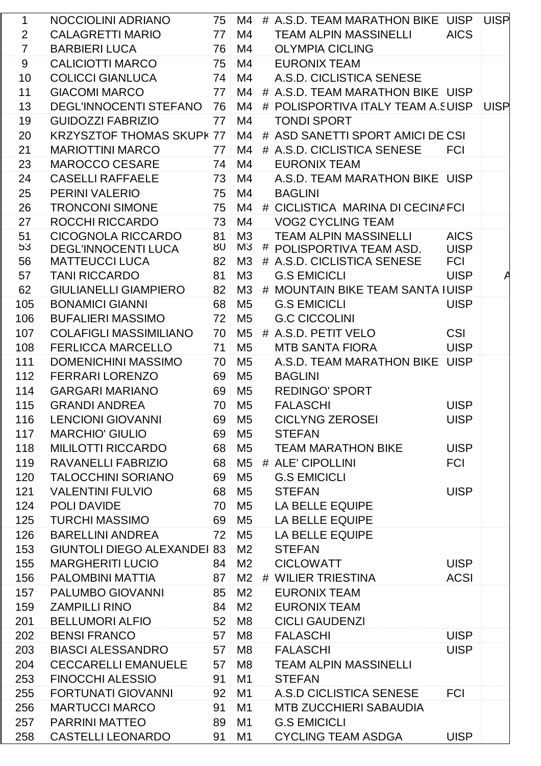| | | | | | | | |
|---|---|---|---|---|---|---|---|
| 1 | NOCCIOLINI ADRIANO | 75 | M4 | # | A.S.D. TEAM MARATHON BIKE | UISP | UISP |
| 2 | CALAGRETTI MARIO | 77 | M4 | | TEAM ALPIN MASSINELLI | AICS | |
| 7 | BARBIERI LUCA | 76 | M4 | | OLYMPIA CICLING | | |
| 9 | CALICIOTTI MARCO | 75 | M4 | | EURONIX TEAM | | |
| 10 | COLICCI GIANLUCA | 74 | M4 | | A.S.D. CICLISTICA SENESE | | |
| 11 | GIACOMI MARCO | 77 | M4 | # | A.S.D. TEAM MARATHON BIKE | UISP | |
| 13 | DEGL'INNOCENTI STEFANO | 76 | M4 | # | POLISPORTIVA ITALY TEAM A.S | UISP | UISP |
| 19 | GUIDOZZI FABRIZIO | 77 | M4 | | TONDI SPORT | | |
| 20 | KRZYSZTOF THOMAS SKUPK | 77 | M4 | # | ASD SANETTI SPORT AMICI DE | CSI | |
| 21 | MARIOTTINI MARCO | 77 | M4 | # | A.S.D. CICLISTICA SENESE | FCI | |
| 23 | MAROCCO CESARE | 74 | M4 | | EURONIX TEAM | | |
| 24 | CASELLI RAFFAELE | 73 | M4 | | A.S.D. TEAM MARATHON BIKE | UISP | |
| 25 | PERINI VALERIO | 75 | M4 | | BAGLINI | | |
| 26 | TRONCONI SIMONE | 75 | M4 | # | CICLISTICA MARINA DI CECINA | FCI | |
| 27 | ROCCHI RICCARDO | 73 | M4 | | VOG2 CYCLING TEAM | | |
| 51 | CICOGNOLA RICCARDO | 81 | M3 | | TEAM ALPIN MASSINELLI | AICS | |
| 53 | DEGL'INNOCENTI LUCA | 80 | M3 | # | POLISPORTIVA TEAM ASD. | UISP | |
| 56 | MATTEUCCI LUCA | 82 | M3 | # | A.S.D. CICLISTICA SENESE | FCI | |
| 57 | TANI RICCARDO | 81 | M3 | | G.S EMICICLI | UISP | A |
| 62 | GIULIANELLI GIAMPIERO | 82 | M3 | # | MOUNTAIN BIKE TEAM SANTA I | UISP | |
| 105 | BONAMICI GIANNI | 68 | M5 | | G.S EMICICLI | UISP | |
| 106 | BUFALIERI MASSIMO | 72 | M5 | | G.C CICCOLINI | | |
| 107 | COLAFIGLI MASSIMILIANO | 70 | M5 | # | A.S.D. PETIT VELO | CSI | |
| 108 | FERLICCA MARCELLO | 71 | M5 | | MTB SANTA FIORA | UISP | |
| 111 | DOMENICHINI MASSIMO | 70 | M5 | | A.S.D. TEAM MARATHON BIKE | UISP | |
| 112 | FERRARI LORENZO | 69 | M5 | | BAGLINI | | |
| 114 | GARGARI MARIANO | 69 | M5 | | REDINGO' SPORT | | |
| 115 | GRANDI ANDREA | 70 | M5 | | FALASCHI | UISP | |
| 116 | LENCIONI GIOVANNI | 69 | M5 | | CICLYNG ZEROSEI | UISP | |
| 117 | MARCHIO' GIULIO | 69 | M5 | | STEFAN | | |
| 118 | MILILOTTI RICCARDO | 68 | M5 | | TEAM MARATHON BIKE | UISP | |
| 119 | RAVANELLI FABRIZIO | 68 | M5 | # | ALE' CIPOLLINI | FCI | |
| 120 | TALOCCHINI SORIANO | 69 | M5 | | G.S EMICICLI | | |
| 121 | VALENTINI FULVIO | 68 | M5 | | STEFAN | UISP | |
| 124 | POLI DAVIDE | 70 | M5 | | LA BELLE EQUIPE | | |
| 125 | TURCHI MASSIMO | 69 | M5 | | LA BELLE EQUIPE | | |
| 126 | BARELLINI ANDREA | 72 | M5 | | LA BELLE EQUIPE | | |
| 153 | GIUNTOLI DIEGO ALEXANDEI | 83 | M2 | | STEFAN | | |
| 155 | MARGHERITI LUCIO | 84 | M2 | | CICLOWATT | UISP | |
| 156 | PALOMBINI MATTIA | 87 | M2 | # | WILIER TRIESTINA | ACSI | |
| 157 | PALUMBO GIOVANNI | 85 | M2 | | EURONIX TEAM | | |
| 159 | ZAMPILLI RINO | 84 | M2 | | EURONIX TEAM | | |
| 201 | BELLUMORI ALFIO | 52 | M8 | | CICLI GAUDENZI | | |
| 202 | BENSI FRANCO | 57 | M8 | | FALASCHI | UISP | |
| 203 | BIASCI ALESSANDRO | 57 | M8 | | FALASCHI | UISP | |
| 204 | CECCARELLI EMANUELE | 57 | M8 | | TEAM ALPIN MASSINELLI | | |
| 253 | FINOCCHI ALESSIO | 91 | M1 | | STEFAN | | |
| 255 | FORTUNATI GIOVANNI | 92 | M1 | | A.S.D CICLISTICA SENESE | FCI | |
| 256 | MARTUCCI MARCO | 91 | M1 | | MTB ZUCCHIERI SABAUDIA | | |
| 257 | PARRINI MATTEO | 89 | M1 | | G.S EMICICLI | | |
| 258 | CASTELLI LEONARDO | 91 | M1 | | CYCLING TEAM ASDGA | UISP | |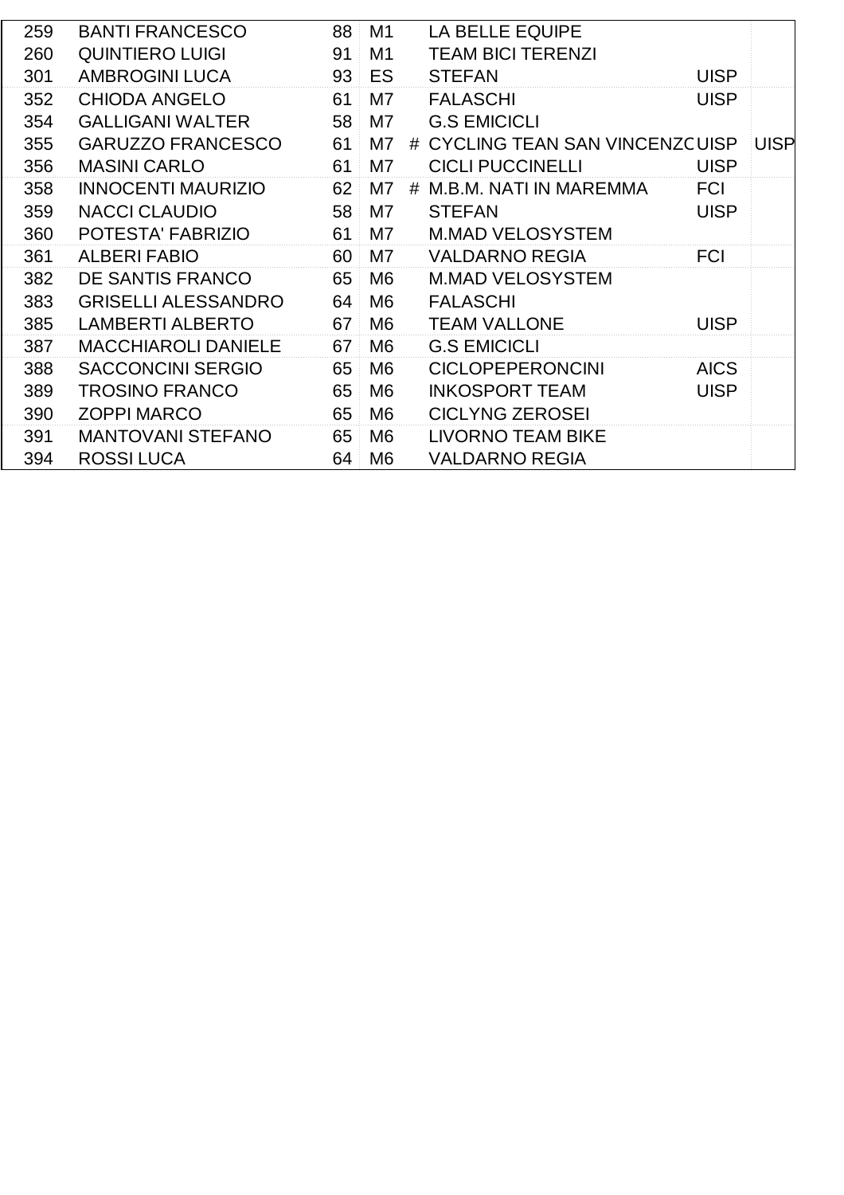| | | | | | | | |
|---|---|---|---|---|---|---|---|
| 259 | BANTI FRANCESCO | 88 | M1 | | LA BELLE EQUIPE | | |
| 260 | QUINTIERO LUIGI | 91 | M1 | | TEAM BICI TERENZI | | |
| 301 | AMBROGINI LUCA | 93 | ES | | STEFAN | UISP | |
| 352 | CHIODA ANGELO | 61 | M7 | | FALASCHI | UISP | |
| 354 | GALLIGANI WALTER | 58 | M7 | | G.S EMICICLI | | |
| 355 | GARUZZO FRANCESCO | 61 | M7 | # | CYCLING TEAN SAN VINCENZC | UISP | UISP |
| 356 | MASINI CARLO | 61 | M7 | | CICLI PUCCINELLI | UISP | |
| 358 | INNOCENTI MAURIZIO | 62 | M7 | # | M.B.M. NATI IN MAREMMA | FCI | |
| 359 | NACCI CLAUDIO | 58 | M7 | | STEFAN | UISP | |
| 360 | POTESTA' FABRIZIO | 61 | M7 | | M.MAD VELOSYSTEM | | |
| 361 | ALBERI FABIO | 60 | M7 | | VALDARNO REGIA | FCI | |
| 382 | DE SANTIS FRANCO | 65 | M6 | | M.MAD VELOSYSTEM | | |
| 383 | GRISELLI ALESSANDRO | 64 | M6 | | FALASCHI | | |
| 385 | LAMBERTI ALBERTO | 67 | M6 | | TEAM VALLONE | UISP | |
| 387 | MACCHIAROLI DANIELE | 67 | M6 | | G.S EMICICLI | | |
| 388 | SACCONCINI SERGIO | 65 | M6 | | CICLOPEPERONCINI | AICS | |
| 389 | TROSINO FRANCO | 65 | M6 | | INKOSPORT TEAM | UISP | |
| 390 | ZOPPI MARCO | 65 | M6 | | CICLYNG ZEROSEI | | |
| 391 | MANTOVANI STEFANO | 65 | M6 | | LIVORNO TEAM BIKE | | |
| 394 | ROSSI LUCA | 64 | M6 | | VALDARNO REGIA | | |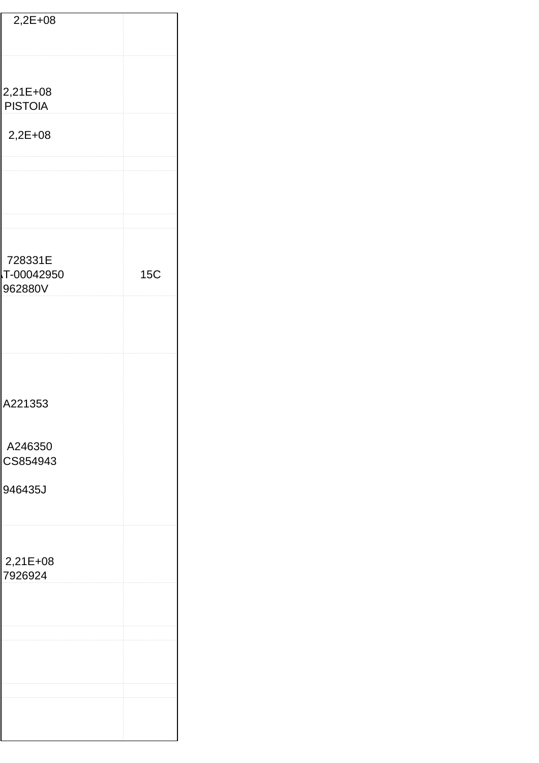| | |
|---|---|
| 2,2E+08 | |
| 2,21E+08<br>PISTOIA | |
| 2,2E+08 | |
| | |
| | |
| | |
| 728331E<br>T-00042950<br>962880V | 15C |
| | |
| A221353<br><br>A246350<br>CS854943<br><br>946435J | |
| 2,21E+08<br>7926924 | |
| | |
| | |
| | |
| | |
| | |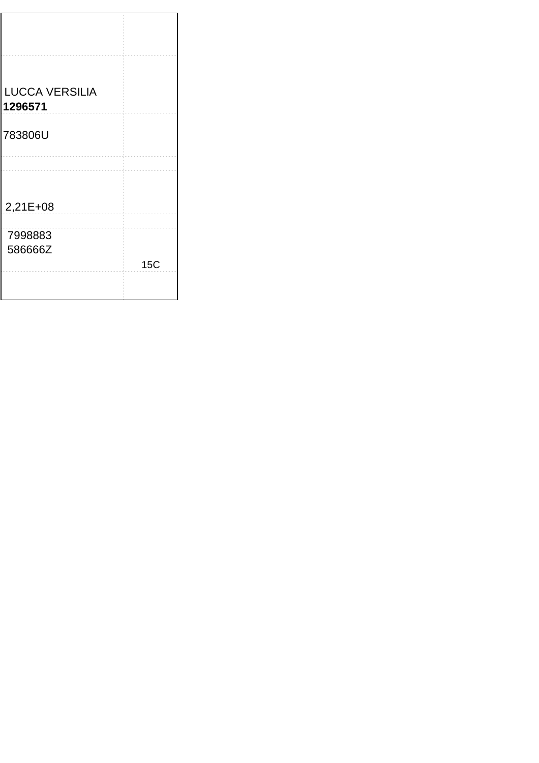| | |
|---|---|
| | |
| LUCCA VERSILIA<br>**1296571** | |
| 783806U | |
| | |
| 2,21E+08 | |
| | |
| 7998883<br>586666Z | 15C |
| | |